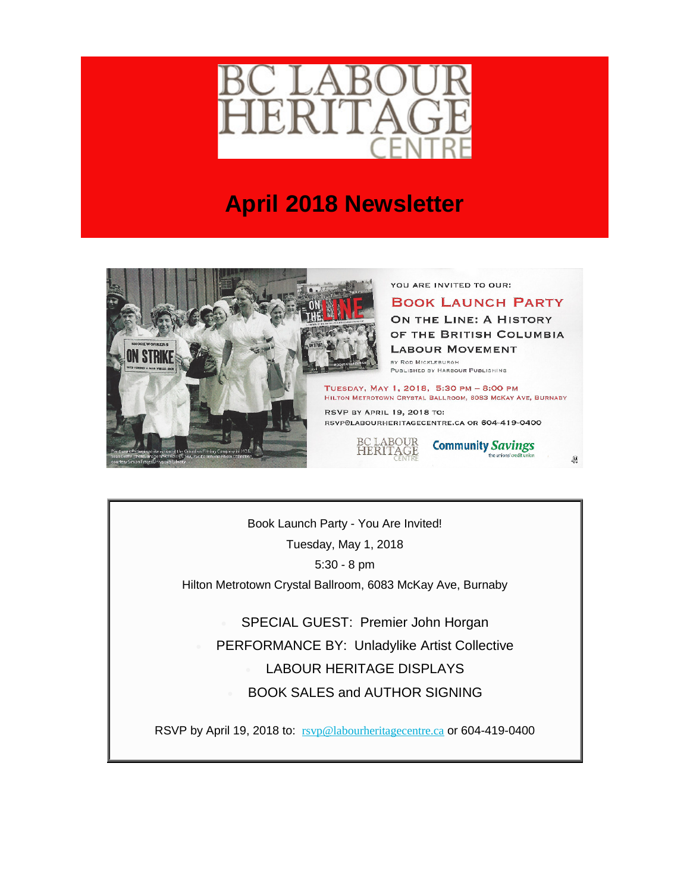# BC LABOUR HERITAGE CENTRE

## April 2018 Newsletter

YOU ARE INVITED TO OUR:

**BOOK LAUNCH PARTY**

**ON THE LINE: A HISTORY OF THE BRITISH COLUMBIA LABOUR MOVEMENT**

BY ROD MICKLEBURGH

PUBLISHED BY HARBOUR PUBLISHING

TUESDAY, MAY 1, 2018, 5:30 PM – 8:00 PM

HILTON METROTOWN CRYSTAL BALLROOM, 6083 MCKAY AVE, BURNABY

RSVP BY APRIL 19, 2018 TO:

RSVP@LABOURHERITAGECENTRE.CA OR 604-419-0400

BC LABOUR HERITAGE CENTRE | Community Savings the unions' credit union

---

Book Launch Party - You Are Invited!

Tuesday, May 1, 2018

5:30 - 8 pm

Hilton Metrotown Crystal Ballroom, 6083 McKay Ave, Burnaby

- SPECIAL GUEST: Premier John Horgan
- PERFORMANCE BY: Unladylike Artist Collective
- LABOUR HERITAGE DISPLAYS
- BOOK SALES and AUTHOR SIGNING

RSVP by April 19, 2018 to: rsvp@labourheritagecentre.ca or 604-419-0400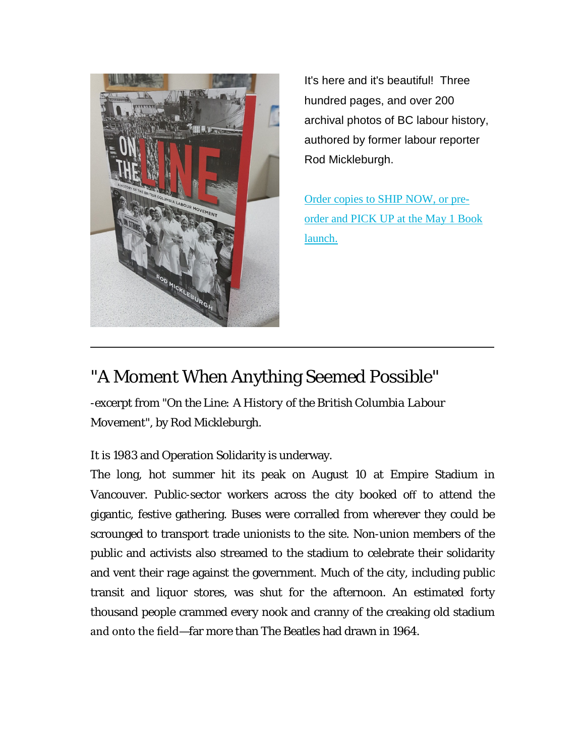It's here and it's beautiful! Three hundred pages, and over 200 archival photos of BC labour history, authored by former labour reporter Rod Mickleburgh.

[Order copies to SHIP NOW, or pre-order and PICK UP at the May 1 Book launch.]

---

## "A Moment When Anything Seemed Possible"

-excerpt from "On the Line: A History of the British Columbia Labour Movement", by Rod Mickleburgh.

It is 1983 and Operation Solidarity is underway.

The long, hot summer hit its peak on August 10 at Empire Stadium in Vancouver. Public-sector workers across the city booked off to attend the gigantic, festive gathering. Buses were corralled from wherever they could be scrounged to transport trade unionists to the site. Non-union members of the public and activists also streamed to the stadium to celebrate their solidarity and vent their rage against the government. Much of the city, including public transit and liquor stores, was shut for the afternoon. An estimated forty thousand people crammed every nook and cranny of the creaking old stadium and onto the field—far more than The Beatles had drawn in 1964.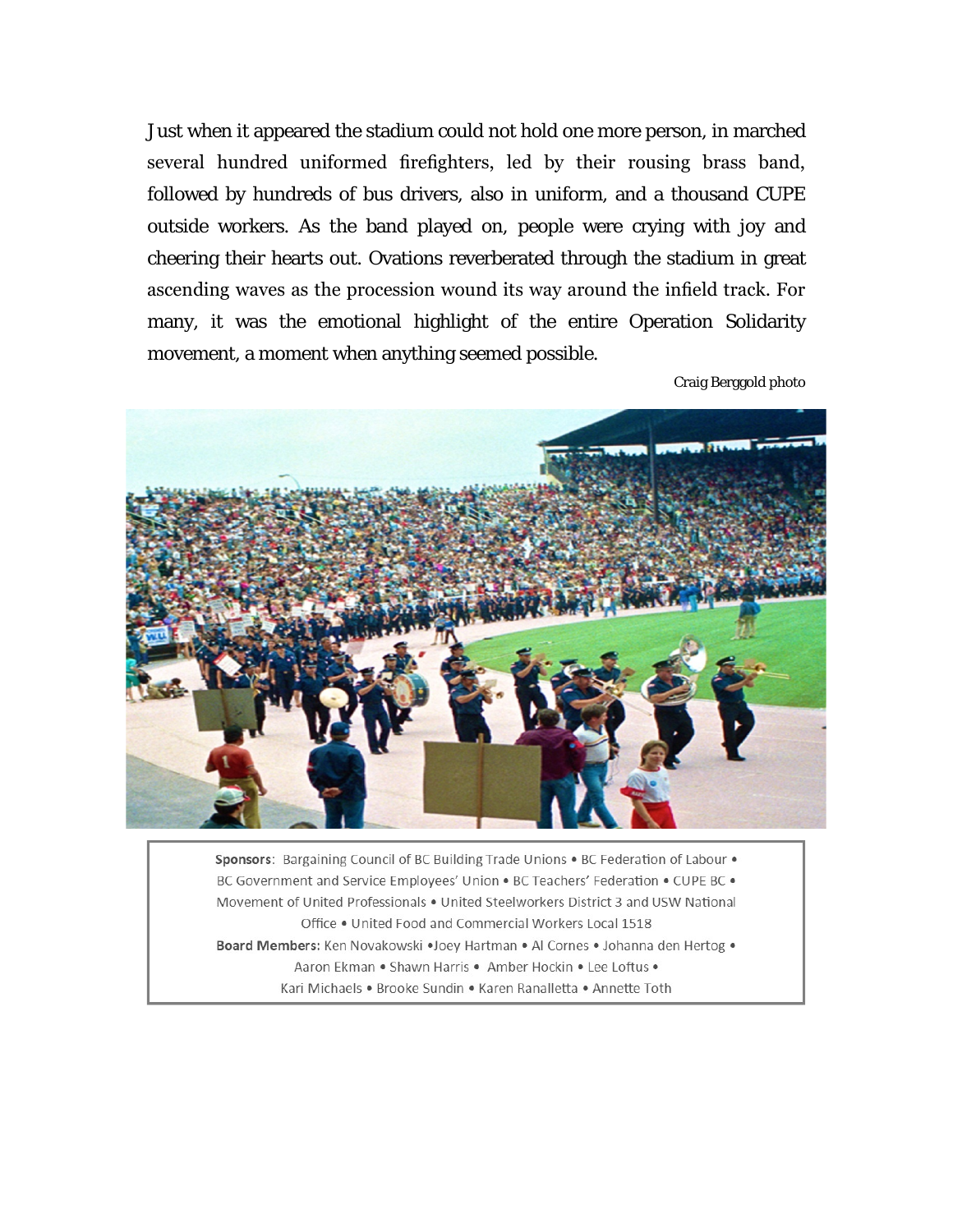Just when it appeared the stadium could not hold one more person, in marched several hundred uniformed firefighters, led by their rousing brass band, followed by hundreds of bus drivers, also in uniform, and a thousand CUPE outside workers. As the band played on, people were crying with joy and cheering their hearts out. Ovations reverberated through the stadium in great ascending waves as the procession wound its way around the infield track. For many, it was the emotional highlight of the entire Operation Solidarity movement, a moment when anything seemed possible.

Craig Berggold photo

**Sponsors**: Bargaining Council of BC Building Trade Unions • BC Federation of Labour • BC Government and Service Employees' Union • BC Teachers' Federation • CUPE BC • Movement of United Professionals • United Steelworkers District 3 and USW National Office • United Food and Commercial Workers Local 1518

**Board Members:** Ken Novakowski •Joey Hartman • Al Cornes • Johanna den Hertog • Aaron Ekman • Shawn Harris • Amber Hockin • Lee Loftus • Kari Michaels • Brooke Sundin • Karen Ranalletta • Annette Toth